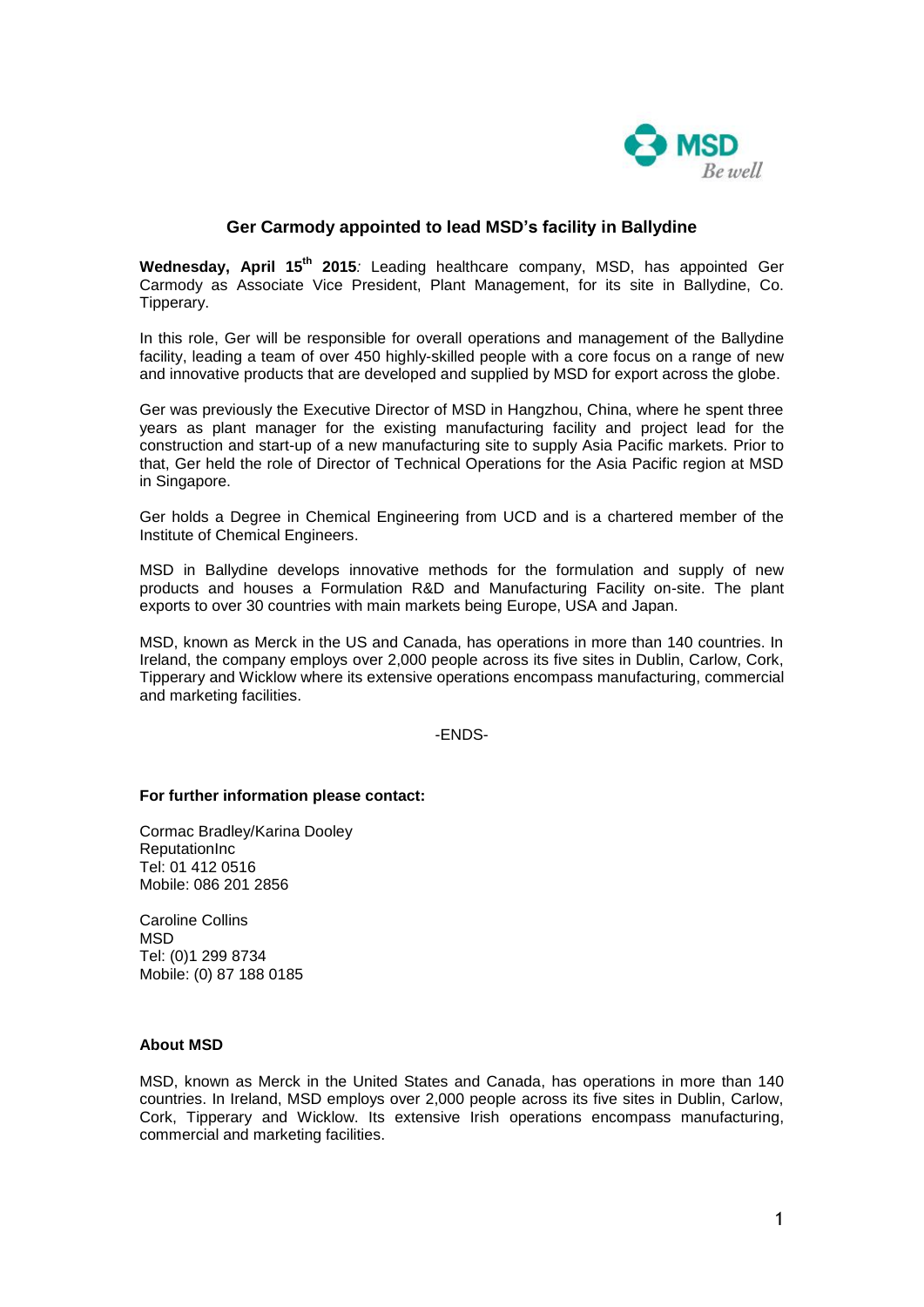# Ger Carmody appointed to lead MSD's facility in Ballydine

**Wednesday, April 15th 2015**: Leading healthcare company, MSD, has appointed Ger Carmody as Associate Vice President, Plant Management, for its site in Ballydine, Co. Tipperary.

In this role, Ger will be responsible for overall operations and management of the Ballydine facility, leading a team of over 450 highly-skilled people with a core focus on a range of new and innovative products that are developed and supplied by MSD for export across the globe.

Ger was previously the Executive Director of MSD in Hangzhou, China, where he spent three years as plant manager for the existing manufacturing facility and project lead for the construction and start-up of a new manufacturing site to supply Asia Pacific markets. Prior to that, Ger held the role of Director of Technical Operations for the Asia Pacific region at MSD in Singapore.

Ger holds a Degree in Chemical Engineering from UCD and is a chartered member of the Institute of Chemical Engineers.

MSD in Ballydine develops innovative methods for the formulation and supply of new products and houses a Formulation R&D and Manufacturing Facility on-site. The plant exports to over 30 countries with main markets being Europe, USA and Japan.

MSD, known as Merck in the US and Canada, has operations in more than 140 countries. In Ireland, the company employs over 2,000 people across its five sites in Dublin, Carlow, Cork, Tipperary and Wicklow where its extensive operations encompass manufacturing, commercial and marketing facilities.

-ENDS-

**For further information please contact:**

Cormac Bradley/Karina Dooley
ReputationInc
Tel: 01 412 0516
Mobile: 086 201 2856

Caroline Collins
MSD
Tel: (0)1 299 8734
Mobile: (0) 87 188 0185

**About MSD**

MSD, known as Merck in the United States and Canada, has operations in more than 140 countries. In Ireland, MSD employs over 2,000 people across its five sites in Dublin, Carlow, Cork, Tipperary and Wicklow. Its extensive Irish operations encompass manufacturing, commercial and marketing facilities.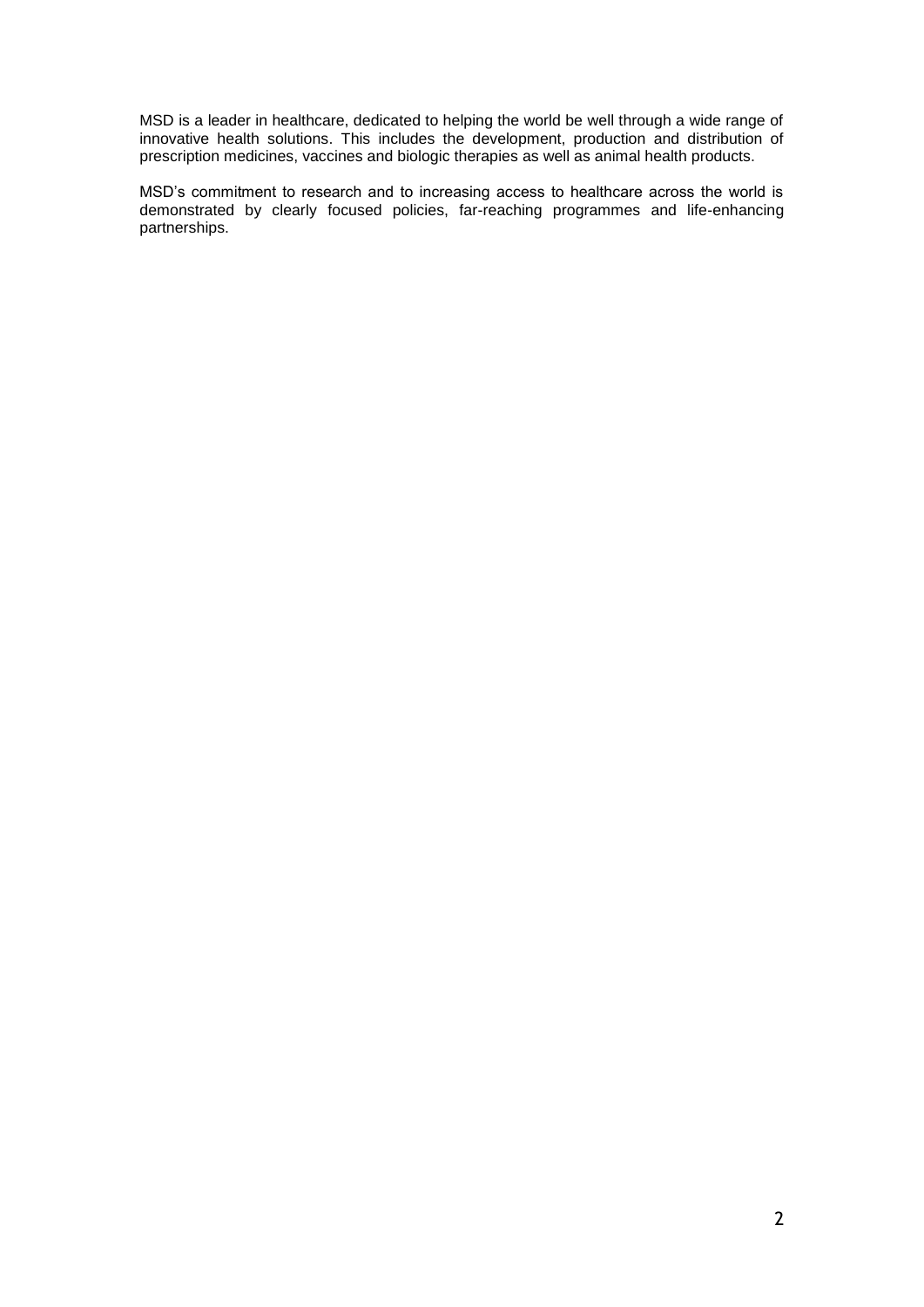MSD is a leader in healthcare, dedicated to helping the world be well through a wide range of innovative health solutions. This includes the development, production and distribution of prescription medicines, vaccines and biologic therapies as well as animal health products.

MSD's commitment to research and to increasing access to healthcare across the world is demonstrated by clearly focused policies, far-reaching programmes and life-enhancing partnerships.